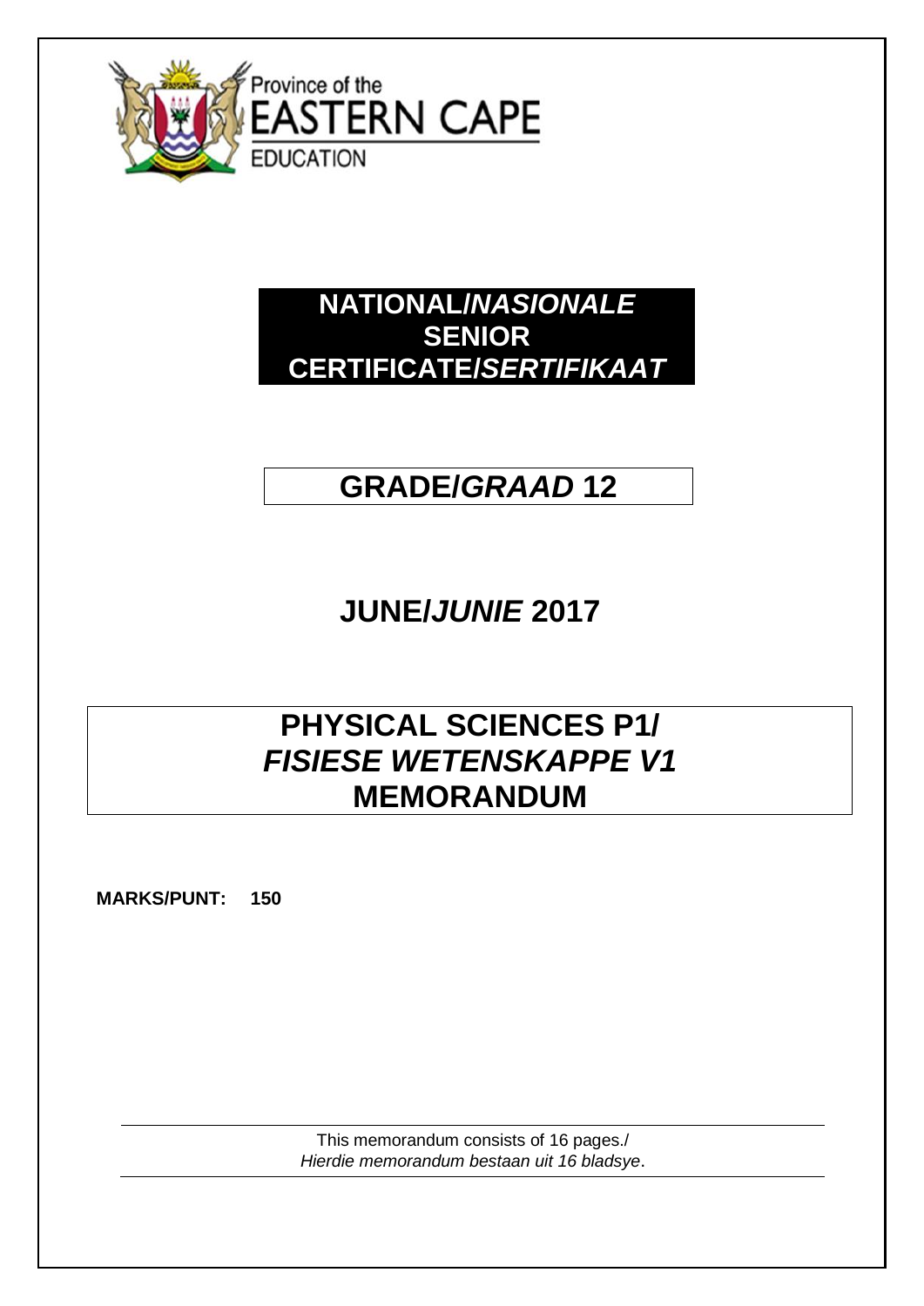Province of the
EASTERN CAPE
EDUCATION

# NATIONAL/*NASIONALE* SENIOR CERTIFICATE/*SERTIFIKAAT*

## GRADE/*GRAAD* 12

## JUNE/*JUNIE* 2017

# PHYSICAL SCIENCES P1/ *FISIESE WETENSKAPPE V1* MEMORANDUM

**MARKS/PUNT: 150**

This memorandum consists of 16 pages./
*Hierdie memorandum bestaan uit 16 bladsye*.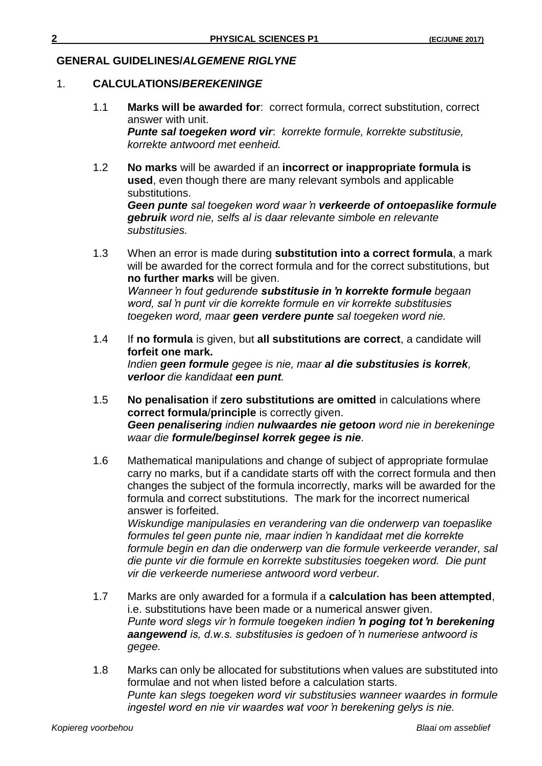## GENERAL GUIDELINES/*ALGEMENE RIGLYNE*

1. **CALCULATIONS/*BEREKENINGE***

   1.1 **Marks will be awarded for**: correct formula, correct substitution, correct answer with unit.
   ***Punte sal toegeken word vir**: korrekte formule, korrekte substitusie, korrekte antwoord met eenheid.*

   1.2 **No marks** will be awarded if an **incorrect or inappropriate formula is used**, even though there are many relevant symbols and applicable substitutions.
   ***Geen punte** sal toegeken word waar 'n **verkeerde of ontoepaslike formule gebruik** word nie, selfs al is daar relevante simbole en relevante substitusies.*

   1.3 When an error is made during **substitution into a correct formula**, a mark will be awarded for the correct formula and for the correct substitutions, but **no further marks** will be given.
   *Wanneer 'n fout gedurende **substitusie in 'n korrekte formule** begaan word, sal 'n punt vir die korrekte formule en vir korrekte substitusies toegeken word, maar **geen verdere punte** sal toegeken word nie.*

   1.4 If **no formula** is given, but **all substitutions are correct**, a candidate will **forfeit one mark.**
   *Indien **geen formule** gegee is nie, maar **al die substitusies is korrek**, **verloor** die kandidaat **een punt**.*

   1.5 **No penalisation** if **zero substitutions are omitted** in calculations where **correct formula/principle** is correctly given.
   ***Geen penalisering** indien **nulwaardes nie getoon** word nie in berekeninge waar die **formule/beginsel korrek gegee is nie**.*

   1.6 Mathematical manipulations and change of subject of appropriate formulae carry no marks, but if a candidate starts off with the correct formula and then changes the subject of the formula incorrectly, marks will be awarded for the formula and correct substitutions. The mark for the incorrect numerical answer is forfeited.
   *Wiskundige manipulasies en verandering van die onderwerp van toepaslike formules tel geen punte nie, maar indien 'n kandidaat met die korrekte formule begin en dan die onderwerp van die formule verkeerde verander, sal die punte vir die formule en korrekte substitusies toegeken word. Die punt vir die verkeerde numeriese antwoord word verbeur.*

   1.7 Marks are only awarded for a formula if a **calculation has been attempted**, i.e. substitutions have been made or a numerical answer given.
   *Punte word slegs vir 'n formule toegeken indien **'n poging tot 'n berekening aangewend** is, d.w.s. substitusies is gedoen of 'n numeriese antwoord is gegee.*

   1.8 Marks can only be allocated for substitutions when values are substituted into formulae and not when listed before a calculation starts.
   *Punte kan slegs toegeken word vir substitusies wanneer waardes in formule ingestel word en nie vir waardes wat voor 'n berekening gelys is nie.*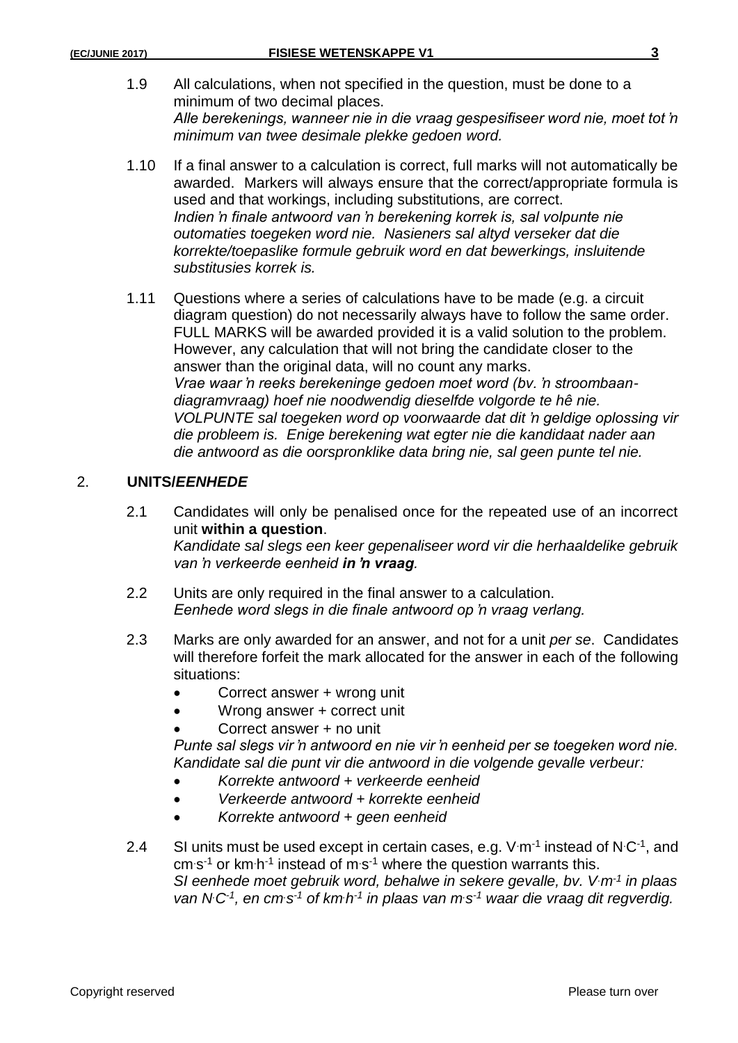1.9 All calculations, when not specified in the question, must be done to a minimum of two decimal places.
*Alle berekenings, wanneer nie in die vraag gespesifiseer word nie, moet tot 'n minimum van twee desimale plekke gedoen word.*

1.10 If a final answer to a calculation is correct, full marks will not automatically be awarded. Markers will always ensure that the correct/appropriate formula is used and that workings, including substitutions, are correct.
*Indien 'n finale antwoord van 'n berekening korrek is, sal volpunte nie outomaties toegeken word nie. Nasieners sal altyd verseker dat die korrekte/toepaslike formule gebruik word en dat bewerkings, insluitende substitusies korrek is.*

1.11 Questions where a series of calculations have to be made (e.g. a circuit diagram question) do not necessarily always have to follow the same order. FULL MARKS will be awarded provided it is a valid solution to the problem. However, any calculation that will not bring the candidate closer to the answer than the original data, will no count any marks.
*Vrae waar 'n reeks berekeninge gedoen moet word (bv. 'n stroombaan-diagramvraag) hoef nie noodwendig dieselfde volgorde te hê nie. VOLPUNTE sal toegeken word op voorwaarde dat dit 'n geldige oplossing vir die probleem is. Enige berekening wat egter nie die kandidaat nader aan die antwoord as die oorspronklike data bring nie, sal geen punte tel nie.*

## 2. UNITS/*EENHEDE*

2.1 Candidates will only be penalised once for the repeated use of an incorrect unit **within a question**.
*Kandidate sal slegs een keer gepenaliseer word vir die herhaaldelike gebruik van 'n verkeerde eenheid* ***in 'n vraag****.*

2.2 Units are only required in the final answer to a calculation.
*Eenhede word slegs in die finale antwoord op 'n vraag verlang.*

2.3 Marks are only awarded for an answer, and not for a unit *per se*. Candidates will therefore forfeit the mark allocated for the answer in each of the following situations:

- Correct answer + wrong unit
- Wrong answer + correct unit
- Correct answer + no unit

*Punte sal slegs vir 'n antwoord en nie vir 'n eenheid per se toegeken word nie. Kandidate sal die punt vir die antwoord in die volgende gevalle verbeur:*

- *Korrekte antwoord + verkeerde eenheid*
- *Verkeerde antwoord + korrekte eenheid*
- *Korrekte antwoord + geen eenheid*

2.4 SI units must be used except in certain cases, e.g. $V{\cdot}m^{-1}$ instead of $N{\cdot}C^{-1}$, and $cm{\cdot}s^{-1}$ or $km{\cdot}h^{-1}$ instead of $m{\cdot}s^{-1}$ where the question warrants this.
*SI eenhede moet gebruik word, behalwe in sekere gevalle, bv.* $V{\cdot}m^{-1}$ *in plaas van* $N{\cdot}C^{-1}$*, en* $cm{\cdot}s^{-1}$ *of* $km{\cdot}h^{-1}$ *in plaas van* $m{\cdot}s^{-1}$ *waar die vraag dit regverdig.*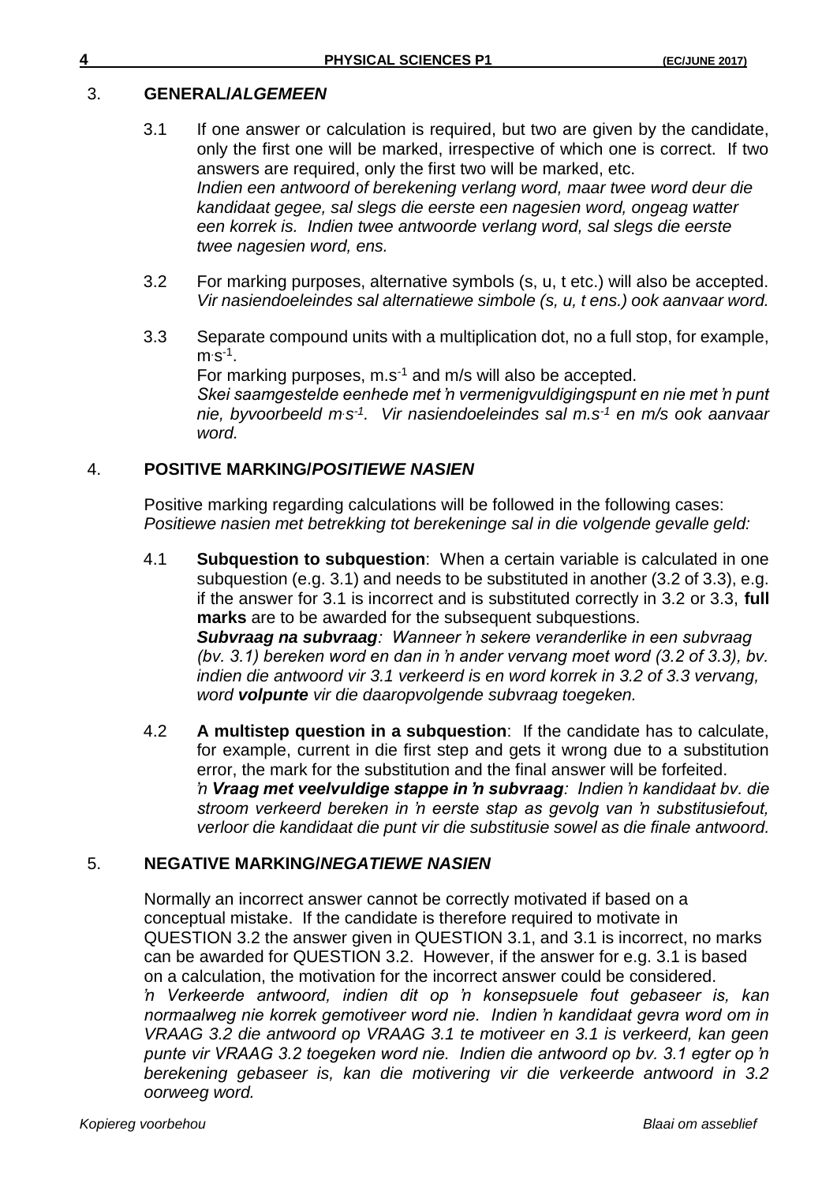## 3. GENERAL/*ALGEMEEN*

3.1 If one answer or calculation is required, but two are given by the candidate, only the first one will be marked, irrespective of which one is correct. If two answers are required, only the first two will be marked, etc.
*Indien een antwoord of berekening verlang word, maar twee word deur die kandidaat gegee, sal slegs die eerste een nagesien word, ongeag watter een korrek is. Indien twee antwoorde verlang word, sal slegs die eerste twee nagesien word, ens.*

3.2 For marking purposes, alternative symbols (s, u, t etc.) will also be accepted.
*Vir nasiendoeleindes sal alternatiewe simbole (s, u, t ens.) ook aanvaar word.*

3.3 Separate compound units with a multiplication dot, no a full stop, for example, $m{\cdot}s^{-1}$.
For marking purposes, $m.s^{-1}$ and m/s will also be accepted.
*Skei saamgestelde eenhede met 'n vermenigvuldigingspunt en nie met 'n punt nie, byvoorbeeld $m{\cdot}s^{-1}$. Vir nasiendoeleindes sal $m.s^{-1}$ en m/s ook aanvaar word.*

## 4. POSITIVE MARKING/*POSITIEWE NASIEN*

Positive marking regarding calculations will be followed in the following cases:
*Positiewe nasien met betrekking tot berekeninge sal in die volgende gevalle geld:*

4.1 **Subquestion to subquestion**: When a certain variable is calculated in one subquestion (e.g. 3.1) and needs to be substituted in another (3.2 of 3.3), e.g. if the answer for 3.1 is incorrect and is substituted correctly in 3.2 or 3.3, **full marks** are to be awarded for the subsequent subquestions.
***Subvraag na subvraag**: Wanneer 'n sekere veranderlike in een subvraag (bv. 3.1) bereken word en dan in 'n ander vervang moet word (3.2 of 3.3), bv. indien die antwoord vir 3.1 verkeerd is en word korrek in 3.2 of 3.3 vervang, word **volpunte** vir die daaropvolgende subvraag toegeken.*

4.2 **A multistep question in a subquestion**: If the candidate has to calculate, for example, current in die first step and gets it wrong due to a substitution error, the mark for the substitution and the final answer will be forfeited.
*'n **Vraag met veelvuldige stappe in 'n subvraag**: Indien 'n kandidaat bv. die stroom verkeerd bereken in 'n eerste stap as gevolg van 'n substitusiefout, verloor die kandidaat die punt vir die substitusie sowel as die finale antwoord.*

## 5. NEGATIVE MARKING/*NEGATIEWE NASIEN*

Normally an incorrect answer cannot be correctly motivated if based on a conceptual mistake. If the candidate is therefore required to motivate in QUESTION 3.2 the answer given in QUESTION 3.1, and 3.1 is incorrect, no marks can be awarded for QUESTION 3.2. However, if the answer for e.g. 3.1 is based on a calculation, the motivation for the incorrect answer could be considered.
*'n Verkeerde antwoord, indien dit op 'n konsepsuele fout gebaseer is, kan normaalweg nie korrek gemotiveer word nie. Indien 'n kandidaat gevra word om in VRAAG 3.2 die antwoord op VRAAG 3.1 te motiveer en 3.1 is verkeerd, kan geen punte vir VRAAG 3.2 toegeken word nie. Indien die antwoord op bv. 3.1 egter op 'n berekening gebaseer is, kan die motivering vir die verkeerde antwoord in 3.2 oorweeg word.*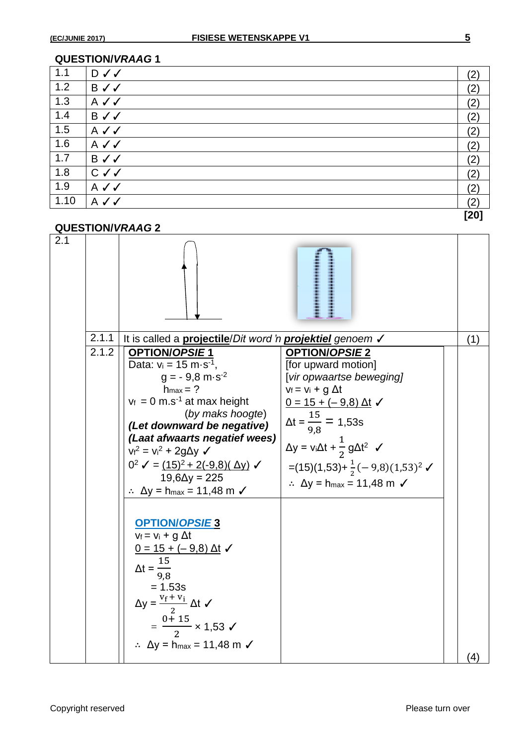## QUESTION/*VRAAG* 1

| | | |
|---|---|---|
| 1.1 | D ✓✓ | (2) |
| 1.2 | B ✓✓ | (2) |
| 1.3 | A ✓✓ | (2) |
| 1.4 | B ✓✓ | (2) |
| 1.5 | A ✓✓ | (2) |
| 1.6 | A ✓✓ | (2) |
| 1.7 | B ✓✓ | (2) |
| 1.8 | C ✓✓ | (2) |
| 1.9 | A ✓✓ | (2) |
| 1.10 | A ✓✓ | (2) |
| | | **[20]** |

## QUESTION/*VRAAG* 2

**2.1**

**2.1.1** It is called a **projectile**/*Dit word 'n* ***projektiel*** *genoem* ✓ (1)

**2.1.2**

**OPTION/*OPSIE* 1**

Data: $v_i = 15\ m{\cdot}s^{-1}$,

$g = -9{,}8\ m{\cdot}s^{-2}$

$h_{max} = ?$

$v_f = 0\ m.s^{-1}$ at max height (*by maks hoogte*)

***(Let downward be negative)***

***(Laat afwaarts negatief wees)***

$v_f^2 = v_i^2 + 2g\Delta y$ ✓

$0^2$ ✓ $= \underline{(15)^2 + 2(-9{,}8)(\Delta y)}$ ✓

$19{,}6\Delta y = 225$

$\therefore\ \Delta y = h_{max} = 11{,}48\ m$ ✓

**OPTION/*OPSIE* 2**

[for upward motion]

[*vir opwaartse beweging*]

$v_f = v_i + g\,\Delta t$

$\underline{0 = 15 + (-9{,}8)\,\Delta t}$ ✓

$\Delta t = \frac{15}{9{,}8} = 1{,}53s$

$\Delta y = v_i\Delta t + \frac{1}{2}g\Delta t^2$ ✓

$= (15)(1{,}53) + \frac{1}{2}(-9{,}8)(1{,}53)^2$ ✓

$\therefore\ \Delta y = h_{max} = 11{,}48\ m$ ✓

**OPTION/*OPSIE* 3**

$v_f = v_i + g\,\Delta t$

$\underline{0 = 15 + (-9{,}8)\,\Delta t}$ ✓

$\Delta t = \frac{15}{9{,}8}$

$= 1.53s$

$\Delta y = \frac{v_f + v_i}{2}\Delta t$ ✓

$= \frac{0 + 15}{2} \times 1{,}53$ ✓

$\therefore\ \Delta y = h_{max} = 11{,}48\ m$ ✓

(4)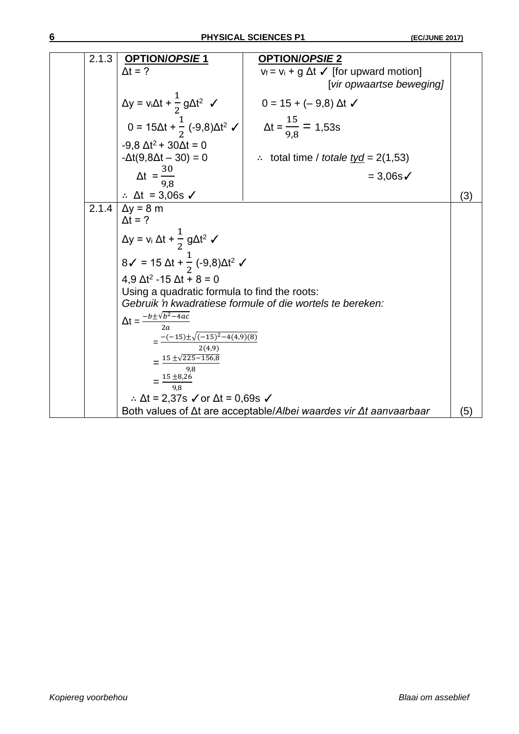| | | | | |
|---|---|---|---|---|
| | 2.1.3 | **OPTION/*OPSIE* 1**<br>$\Delta t = ?$<br><br>$\Delta y = v_i\Delta t + \frac{1}{2}g\Delta t^2$ ✓<br>$0 = 15\Delta t + \frac{1}{2}(-9,8)\Delta t^2$ ✓<br>$-9,8\ \Delta t^2 + 30\Delta t = 0$<br>$-\Delta t(9,8\Delta t - 30) = 0$<br>$\Delta t = \frac{30}{9,8}$<br>$\therefore\ \Delta t = 3,06\text{s}$ ✓ | **OPTION/*OPSIE* 2**<br>$v_f = v_i + g\ \Delta t$ ✓ [for upward motion] [*vir opwaartse beweging]*<br>$0 = 15 + (-9,8)\ \Delta t$ ✓<br>$\Delta t = \frac{15}{9,8} = 1,53\text{s}$<br>$\therefore$ total time / *totale tyd* = 2(1,53)<br>= 3,06s✓ | (3) |
| | 2.1.4 | $\Delta y = 8$ m<br>$\Delta t = ?$<br>$\Delta y = v_i\ \Delta t + \frac{1}{2}g\Delta t^2$ ✓<br>8✓ $= 15\ \Delta t + \frac{1}{2}(-9,8)\Delta t^2$ ✓<br>$4,9\ \Delta t^2 - 15\ \Delta t + 8 = 0$<br>Using a quadratic formula to find the roots:<br>*Gebruik 'n kwadratiese formule of die wortels te bereken:*<br>$\Delta t = \frac{-b\pm\sqrt{b^2-4ac}}{2a}$<br>$= \frac{-(-15)\pm\sqrt{(-15)^2-4(4,9)(8)}}{2(4,9)}$<br>$= \frac{15\pm\sqrt{225-156,8}}{9,8}$<br>$= \frac{15\pm 8,26}{9,8}$<br>$\therefore\ \Delta t = 2,37\text{s}$ ✓or $\Delta t = 0,69\text{s}$ ✓<br>Both values of $\Delta t$ are acceptable/*Albei waardes vir Δt aanvaarbaar* | | (5) |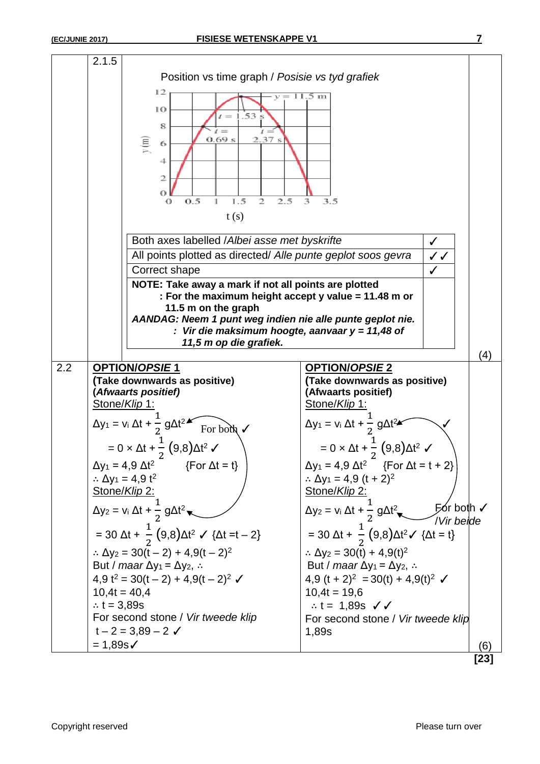**2.1.5**

Position vs time graph / *Posisie vs tyd grafiek*

| Both axes labelled /*Albei asse met byskrifte* | ✓ |
|---|---|
| All points plotted as directed/ *Alle punte geplot soos gevra* | ✓✓ |
| Correct shape | ✓ |
| **NOTE: Take away a mark if not all points are plotted : For the maximum height accept y value = 11.48 m or 11.5 m on the graph** ***AANDAG: Neem 1 punt weg indien nie alle punte geplot nie. : Vir die maksimum hoogte, aanvaar y = 11,48 of 11,5 m op die grafiek.*** | |

(4)

**2.2**

**OPTION/*OPSIE* 1**

**(Take downwards as positive)**
**(*Afwaarts positief*)**

Stone/*Klip* 1:

$\Delta y_1 = v_i \Delta t + \frac{1}{2} g\Delta t^2$ For both ✓

$= 0 \times \Delta t + \frac{1}{2}(9,8)\Delta t^2$ ✓

$\Delta y_1 = 4,9\ \Delta t^2$ {For $\Delta t = t$}

$\therefore \Delta y_1 = 4,9\ t^2$

Stone/*Klip* 2:

$\Delta y_2 = v_i \Delta t + \frac{1}{2} g\Delta t^2$

$= 30\ \Delta t + \frac{1}{2}(9,8)\Delta t^2$ ✓ {$\Delta t = t - 2$}

$\therefore \Delta y_2 = 30(t - 2) + 4,9(t - 2)^2$

But / *maar* $\Delta y_1 = \Delta y_2$, $\therefore$

$4,9\ t^2 = 30(t - 2) + 4,9(t - 2)^2$ ✓

$10,4t = 40,4$

$\therefore t = 3,89s$

For second stone / *Vir tweede klip*

$t - 2 = 3,89 - 2$ ✓

$= 1,89s$ ✓

**OPTION/*OPSIE* 2**

**(Take downwards as positive)**
**(Afwaarts positief)**

Stone/*Klip* 1:

$\Delta y_1 = v_i \Delta t + \frac{1}{2} g\Delta t^2$ ✓

$= 0 \times \Delta t + \frac{1}{2}(9,8)\Delta t^2$ ✓

$\Delta y_1 = 4,9\ \Delta t^2$ {For $\Delta t = t + 2$}

$\therefore \Delta y_1 = 4,9\ (t + 2)^2$

Stone/*Klip* 2:

$\Delta y_2 = v_i \Delta t + \frac{1}{2} g\Delta t^2$ For both ✓ /*Vir beide*

$= 30\ \Delta t + \frac{1}{2}(9,8)\Delta t^2$ ✓ {$\Delta t = t$}

$\therefore \Delta y_2 = 30(t) + 4,9(t)^2$

But / *maar* $\Delta y_1 = \Delta y_2$, $\therefore$

$4,9\ (t + 2)^2 = 30(t) + 4,9(t)^2$ ✓

$10,4t = 19,6$

$\therefore t = 1,89s$ ✓✓

For second stone / *Vir tweede klip*

1,89s

(6)

**[23]**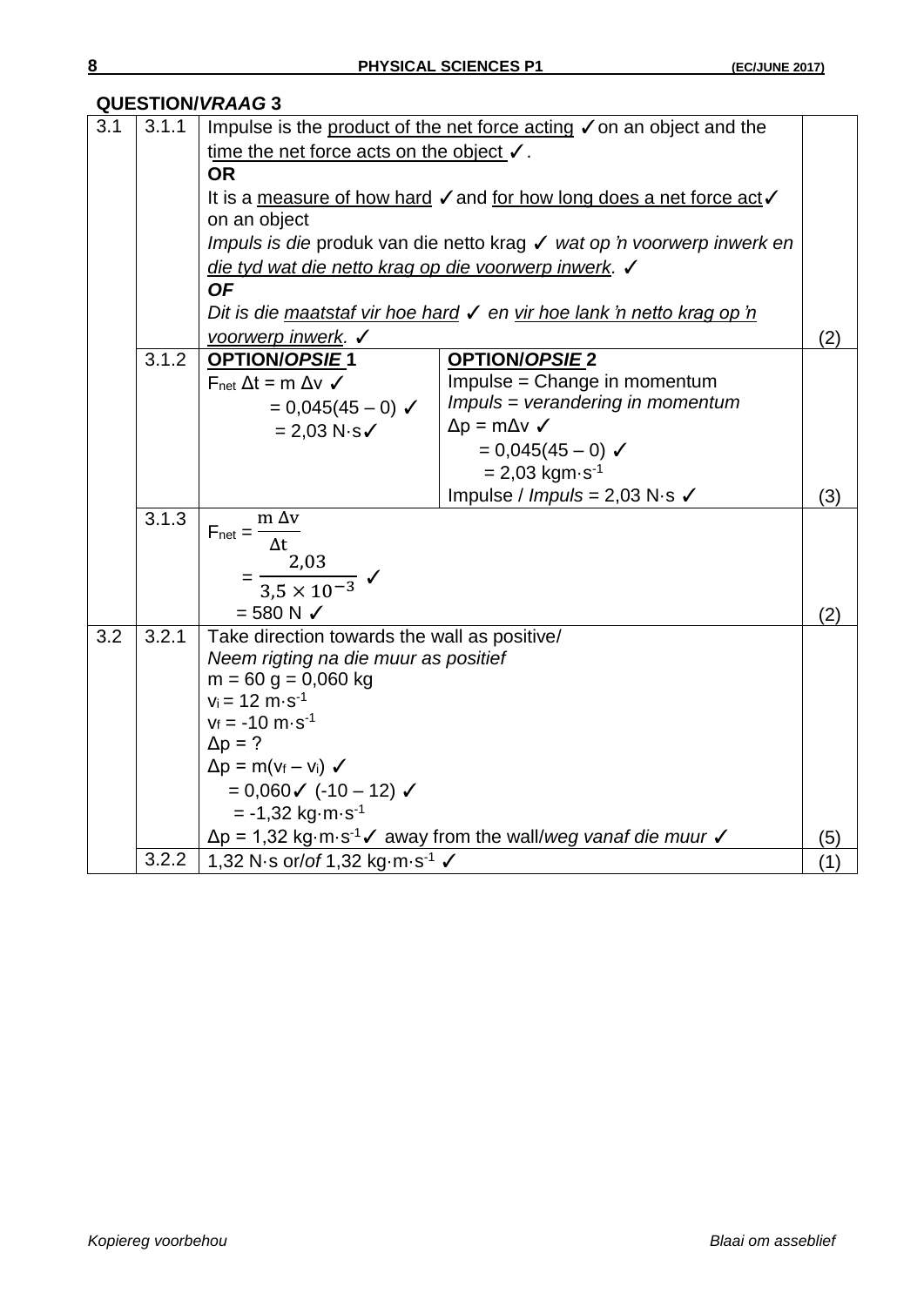## QUESTION/*VRAAG* 3

| | | | |
|---|---|---|---|
| 3.1 | 3.1.1 | Impulse is the <u>product of the net force acting</u> ✓ on an object and the <u>time the net force acts on the object</u> ✓.<br>**OR**<br>It is a <u>measure of how hard</u> ✓ and <u>for how long does a net force act</u> ✓ on an object<br>*Impuls is die* produk van die netto krag ✓ *wat op 'n voorwerp inwerk en <u>die tyd wat die netto krag op die voorwerp inwerk</u>.* ✓<br>***OF***<br>*Dit is die <u>maatstaf vir hoe hard</u> ✓ en <u>vir hoe lank 'n netto krag op 'n voorwerp inwerk</u>.* ✓ | (2) |
| | 3.1.2 | **OPTION/*OPSIE* 1**<br>$F_{net}\,\Delta t = m\,\Delta v$ ✓<br>$= 0{,}045(45 - 0)$ ✓<br>$= 2{,}03\ N{\cdot}s$ ✓<br><br>**OPTION/*OPSIE* 2**<br>Impulse = Change in momentum<br>*Impuls = verandering in momentum*<br>$\Delta p = m\Delta v$ ✓<br>$= 0{,}045(45 - 0)$ ✓<br>$= 2{,}03\ kgm{\cdot}s^{-1}$<br>Impulse / *Impuls* = $2{,}03\ N{\cdot}s$ ✓ | (3) |
| | 3.1.3 | $F_{net} = \frac{m\,\Delta v}{\Delta t}$<br>$= \frac{2{,}03}{3{,}5 \times 10^{-3}}$ ✓<br>$= 580\ N$ ✓ | (2) |
| 3.2 | 3.2.1 | Take direction towards the wall as positive/<br>*Neem rigting na die muur as positief*<br>$m = 60\ g = 0{,}060\ kg$<br>$v_i = 12\ m{\cdot}s^{-1}$<br>$v_f = -10\ m{\cdot}s^{-1}$<br>$\Delta p = ?$<br>$\Delta p = m(v_f - v_i)$ ✓<br>$= 0{,}060$ ✓ $(-10 - 12)$ ✓<br>$= -1{,}32\ kg{\cdot}m{\cdot}s^{-1}$<br>$\Delta p = 1{,}32\ kg{\cdot}m{\cdot}s^{-1}$ ✓ away from the wall/*weg vanaf die muur* ✓ | (5) |
| | 3.2.2 | $1{,}32\ N{\cdot}s$ or/*of* $1{,}32\ kg{\cdot}m{\cdot}s^{-1}$ ✓ | (1) |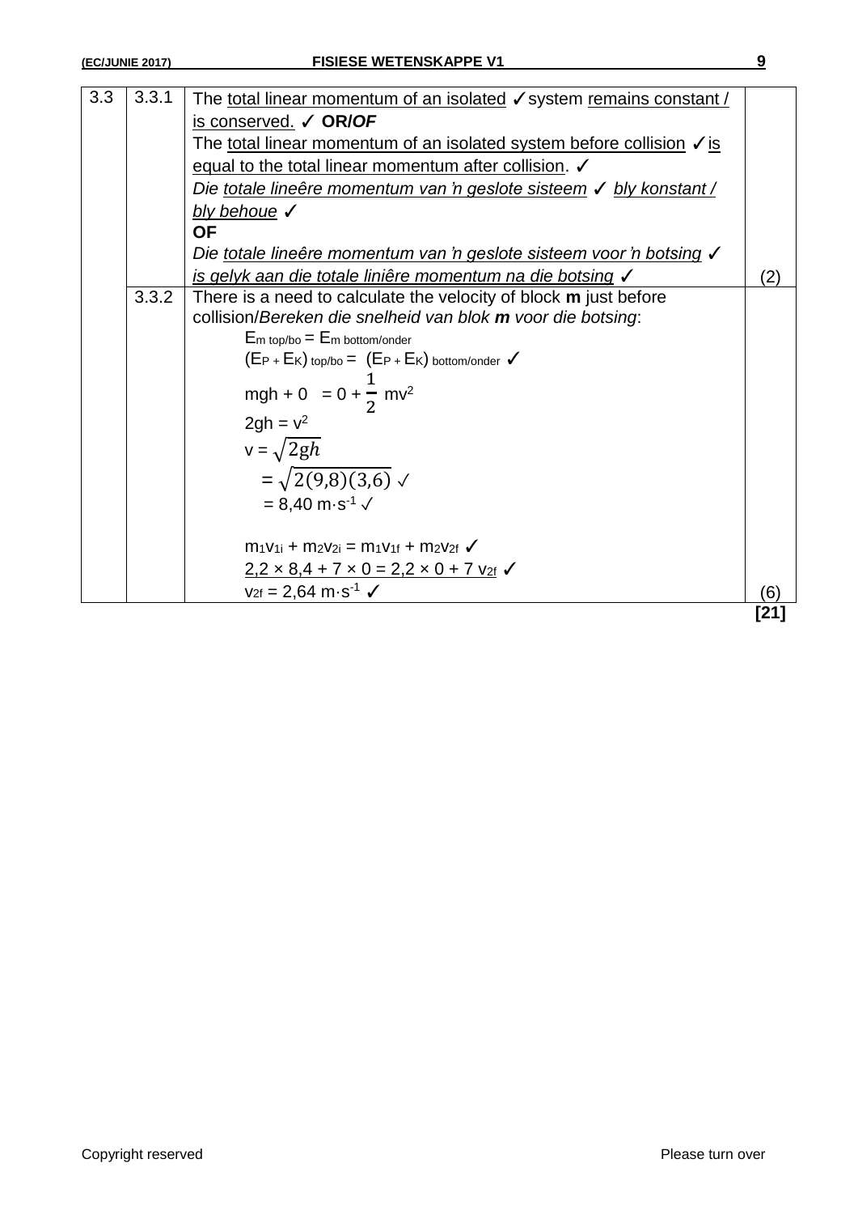| | | | |
|---|---|---|---|
| 3.3 | 3.3.1 | The <u>total linear momentum of an isolated</u> ✓ system <u>remains constant / is conserved.</u> ✓ **OR/*OF***<br>The <u>total linear momentum of an isolated system before collision</u> ✓ <u>is equal to the total linear momentum after collision</u>. ✓<br>*Die <u>totale lineêre momentum van 'n geslote sisteem</u> ✓ <u>bly konstant / bly behoue</u> ✓*<br>**OF**<br>*Die <u>totale lineêre momentum van 'n geslote sisteem voor 'n botsing</u> ✓ <u>is gelyk aan die totale liniêre momentum na die botsing</u> ✓* | (2) |
| | 3.3.2 | There is a need to calculate the velocity of block **m** just before collision/*Bereken die snelheid van blok **m** voor die botsing*:<br>$E_{m\ top/bo} = E_{m\ bottom/onder}$<br>$(E_P + E_K)_{top/bo} = (E_P + E_K)_{bottom/onder}$ ✓<br>$mgh + 0 = 0 + \frac{1}{2}mv^2$<br>$2gh = v^2$<br>$v = \sqrt{2gh}$<br>$= \sqrt{2(9{,}8)(3{,}6)}$ ✓<br>$= 8{,}40\ m{\cdot}s^{-1}$ ✓<br><br>$m_1v_{1i} + m_2v_{2i} = m_1v_{1f} + m_2v_{2f}$ ✓<br><u>$2{,}2 \times 8{,}4 + 7 \times 0 = 2{,}2 \times 0 + 7\ v_{2f}$</u> ✓<br>$v_{2f} = 2{,}64\ m{\cdot}s^{-1}$ ✓ | (6) |
| | | | **[21]** |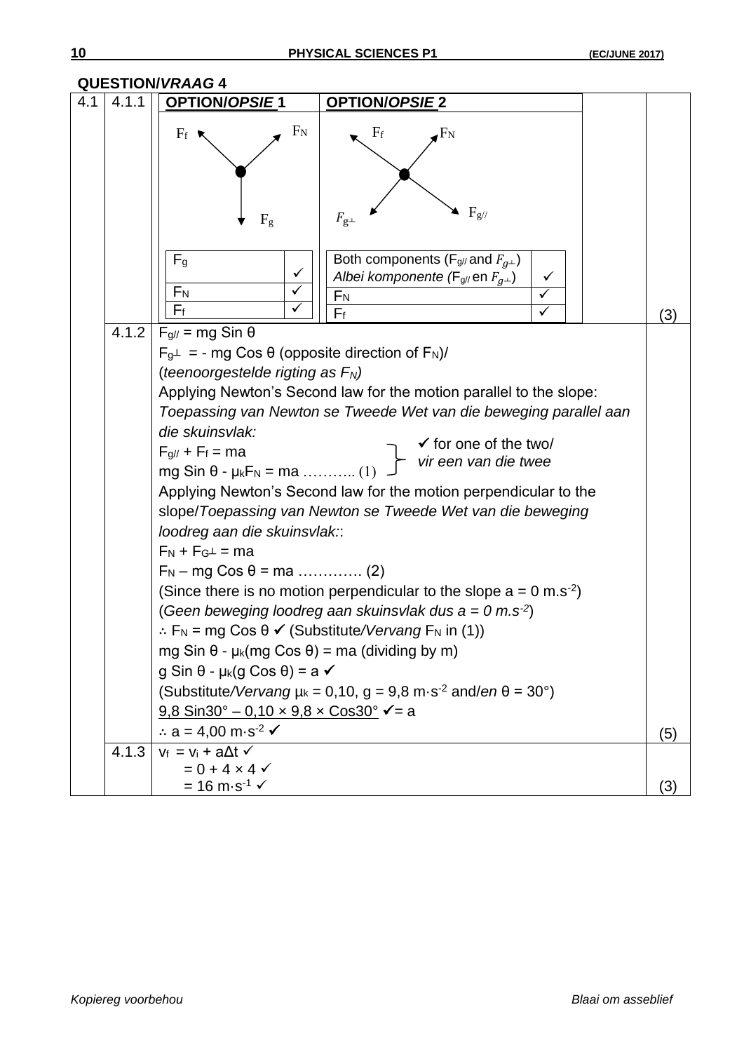## QUESTION/*VRAAG* 4

**4.1**

**4.1.1**

| **OPTION/*OPSIE* 1** | | **OPTION/*OPSIE* 2** | |
|---|---|---|---|
| Diagram: $F_f$, $F_N$, $F_g$ | | Diagram: $F_f$, $F_N$, $F_{g\perp}$, $F_{g//}$ | |
| $F_g$ | ✓ | Both components ($F_{g//}$ and $F_{g\perp}$) *Albei komponente* ($F_{g//}$ en $F_{g\perp}$) | ✓ |
| $F_N$ | ✓ | $F_N$ | ✓ |
| $F_f$ | ✓ | $F_f$ | ✓ |

(3)

**4.1.2**

$F_{g//} = mg \sin \theta$

$F_{g\perp} = - mg \cos \theta$ (opposite direction of $F_N$)/ (*teenoorgestelde rigting as $F_N$*)

Applying Newton's Second law for the motion parallel to the slope:
*Toepassing van Newton se Tweede Wet van die beweging parallel aan die skuinsvlak:*

$F_{g//} + F_f = ma$
$mg \sin \theta - \mu_k F_N = ma$ ……….. (1)

✓ for one of the two/ *vir een van die twee*

Applying Newton's Second law for the motion perpendicular to the slope/*Toepassing van Newton se Tweede Wet van die beweging loodreg aan die skuinsvlak:*:

$F_N + F_{G\perp} = ma$

$F_N - mg \cos \theta = ma$ …………. (2)

(Since there is no motion perpendicular to the slope a = 0 m.s$^{-2}$)
(*Geen beweging loodreg aan skuinsvlak dus a = 0 m.s$^{-2}$*)

$\therefore F_N = mg \cos \theta$ ✓ (Substitute/*Vervang* $F_N$ in (1))

$mg \sin \theta - \mu_k(mg \cos \theta) = ma$ (dividing by m)

$g \sin \theta - \mu_k(g \cos \theta) = a$ ✓

(Substitute/*Vervang* $\mu_k$ = 0,10, g = 9,8 m·s$^{-2}$ and/*en* θ = 30°)

9,8 Sin30° – 0,10 × 9,8 × Cos30° ✓= a

$\therefore$ a = 4,00 m·s$^{-2}$ ✓

(5)

**4.1.3**

$v_f = v_i + a\Delta t$ ✓
$= 0 + 4 \times 4$ ✓
$= 16$ m·s$^{-1}$ ✓

(3)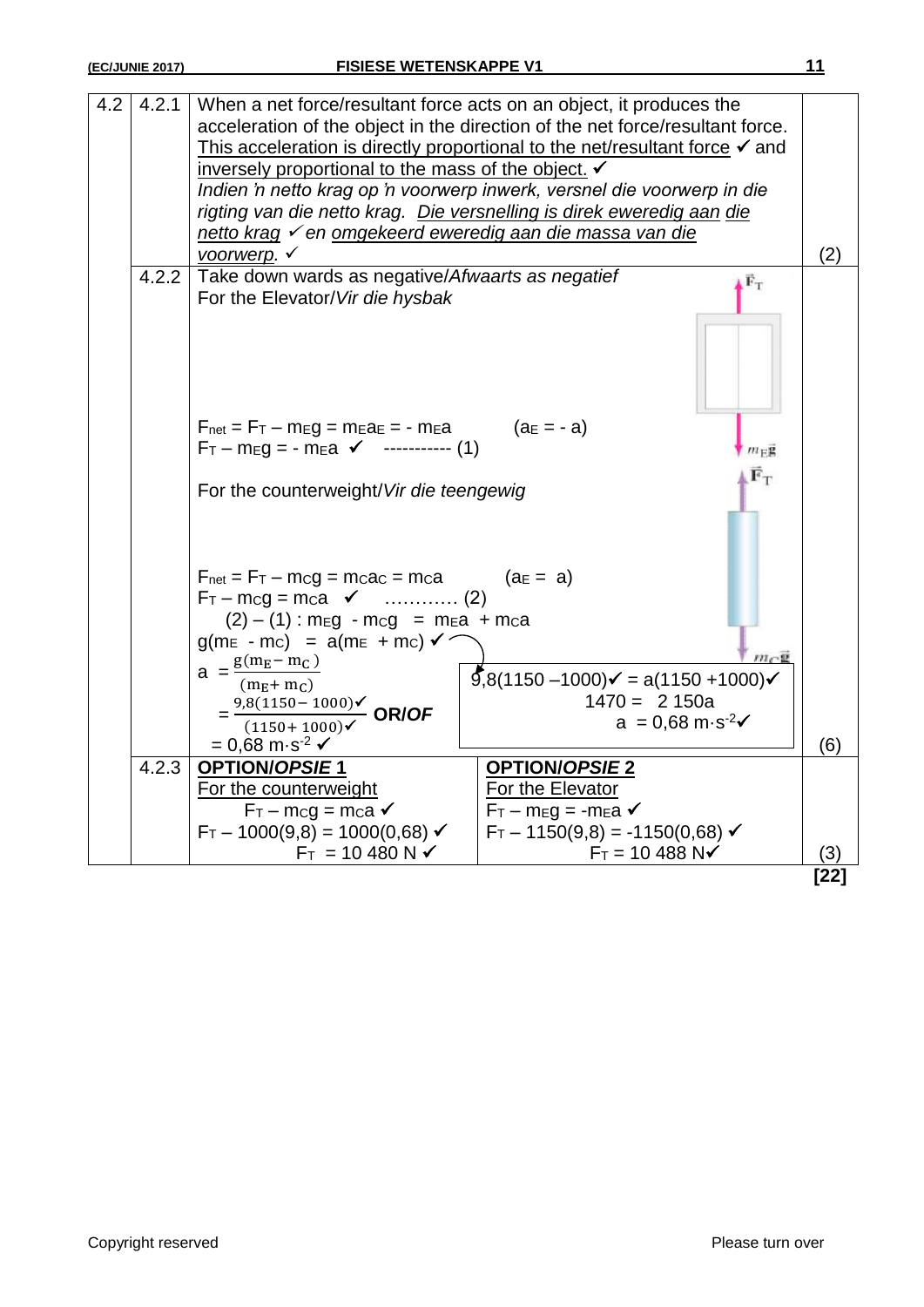| | | | |
|---|---|---|---|
| 4.2 | 4.2.1 | When a net force/resultant force acts on an object, it produces the acceleration of the object in the direction of the net force/resultant force. This acceleration is directly proportional to the net/resultant force ✓ and inversely proportional to the mass of the object. ✓<br>*Indien 'n netto krag op 'n voorwerp inwerk, versnel die voorwerp in die rigting van die netto krag. Die versnelling is direk eweredig aan die netto krag ✓ en omgekeerd eweredig aan die massa van die voorwerp.* ✓ | (2) |
| | 4.2.2 | Take down wards as negative/*Afwaarts as negatief*<br>For the Elevator/*Vir die hysbak*<br>$F_{net} = F_T - m_E g = m_E a_E = - m_E a$ $(a_E = - a)$<br>$F_T - m_E g = - m_E a$ ✓ ----------- (1)<br>For the counterweight/*Vir die teengewig*<br>$F_{net} = F_T - m_C g = m_C a_C = m_C a$ $(a_E = a)$<br>$F_T - m_C g = m_C a$ ✓ ………… (2)<br>$(2) - (1) : m_E g - m_C g = m_E a + m_C a$<br>$g(m_E - m_C) = a(m_E + m_C)$ ✓<br>$a = \frac{g(m_E - m_C)}{(m_E + m_C)}$<br>$= \frac{9,8(1150 - 1000)}{(1150 + 1000)}$ ✓✓ **OR/*OF*** $9,8(1150 - 1000)$ ✓ $= a(1150 + 1000)$ ✓; $1470 = 2\,150a$; $a = 0,68\ m{\cdot}s^{-2}$ ✓<br>$= 0,68\ m{\cdot}s^{-2}$ ✓ | (6) |
| | 4.2.3 | **OPTION/*OPSIE* 1**<br>For the counterweight<br>$F_T - m_C g = m_C a$ ✓<br>$F_T - 1000(9,8) = 1000(0,68)$ ✓<br>$F_T = 10\ 480\ N$ ✓<br><br>**OPTION/*OPSIE* 2**<br>For the Elevator<br>$F_T - m_E g = -m_E a$ ✓<br>$F_T - 1150(9,8) = -1150(0,68)$ ✓<br>$F_T = 10\ 488\ N$ ✓ | (3) |

**[22]**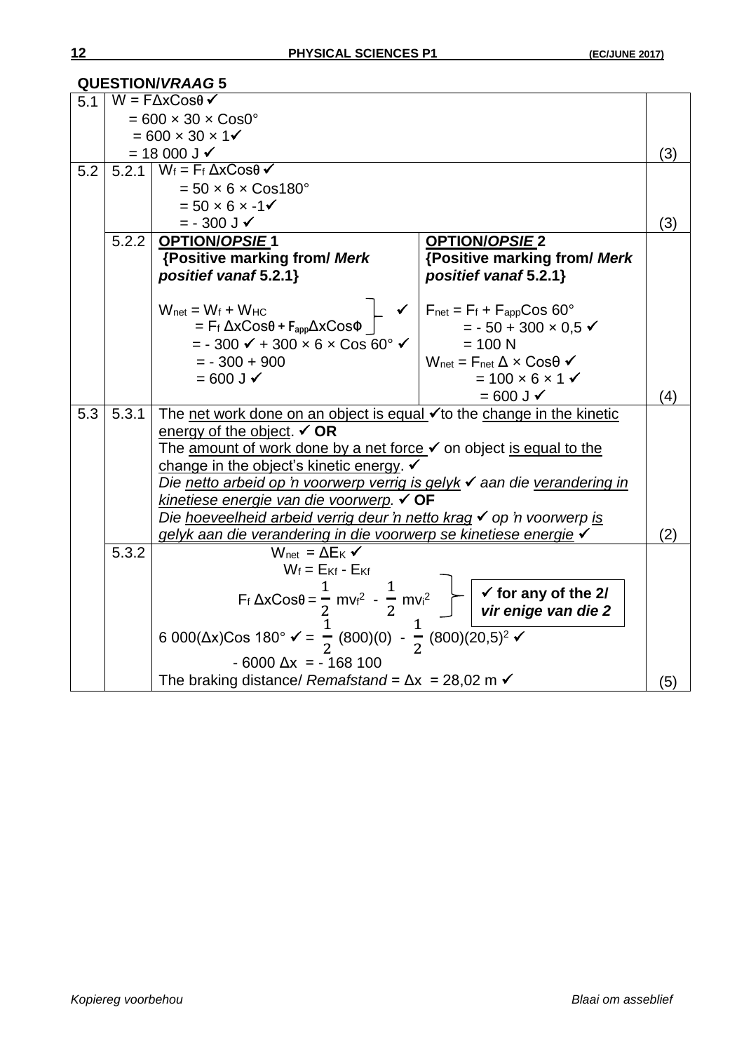**QUESTION/*VRAAG* 5**

| | | | | |
|---|---|---|---|---|
| 5.1 | | $W = F\Delta x\cos\theta$ ✓<br>$= 600 \times 30 \times \cos 0°$<br>$= 600 \times 30 \times 1$ ✓<br>$= 18\ 000$ J ✓ | | (3) |
| 5.2 | 5.2.1 | $W_f = F_f\ \Delta x\cos\theta$ ✓<br>$= 50 \times 6 \times \cos 180°$<br>$= 50 \times 6 \times -1$ ✓<br>$= -300$ J ✓ | | (3) |
| | 5.2.2 | **OPTION/*OPSIE* 1**<br>**{Positive marking from/ *Merk positief vanaf* 5.2.1}**<br><br>$W_{net} = W_f + W_{HC}$<br>$= F_f\ \Delta x\cos\theta + F_{app}\Delta x\cos\Phi$ ✓<br>$= -300$ ✓ $+ 300 \times 6 \times \cos 60°$ ✓<br>$= -300 + 900$<br>$= 600$ J ✓ | **OPTION/*OPSIE* 2**<br>**{Positive marking from/ *Merk positief vanaf* 5.2.1}**<br><br>$F_{net} = F_f + F_{app}\cos 60°$<br>$= -50 + 300 \times 0{,}5$ ✓<br>$= 100$ N<br>$W_{net} = F_{net}\ \Delta \times \cos\theta$ ✓<br>$= 100 \times 6 \times 1$ ✓<br>$= 600$ J ✓ | (4) |
| 5.3 | 5.3.1 | The <u>net work done on an object is equal</u> ✓to the <u>change in the kinetic energy of the object</u>. ✓ **OR**<br>The <u>amount of work done by a net force</u> ✓ on object <u>is equal to the change in the object's kinetic energy</u>. ✓<br>*Die <u>netto arbeid op 'n voorwerp verrig is gelyk</u>* ✓ *aan die <u>verandering in kinetiese energie van die voorwerp</u>.* ✓ **OF**<br>*Die <u>hoeveelheid arbeid verrig deur 'n netto krag</u>* ✓ *op 'n voorwerp <u>is gelyk aan die verandering in die voorwerp se kinetiese energie</u>* ✓ | | (2) |
| | 5.3.2 | $W_{net} = \Delta E_K$ ✓<br>$W_f = E_{Kf} - E_{Kf}$<br>$F_f\ \Delta x\cos\theta = \frac{1}{2}mv_f^2 - \frac{1}{2}mv_i^2$ ✓ **for any of the 2/ *vir enige van die 2***<br>$6\ 000(\Delta x)\cos 180°$ ✓ $= \frac{1}{2}(800)(0) - \frac{1}{2}(800)(20{,}5)^2$ ✓<br>$-6000\ \Delta x = -168\ 100$<br>The braking distance/ *Remafstand* $= \Delta x = 28{,}02$ m ✓ | | (5) |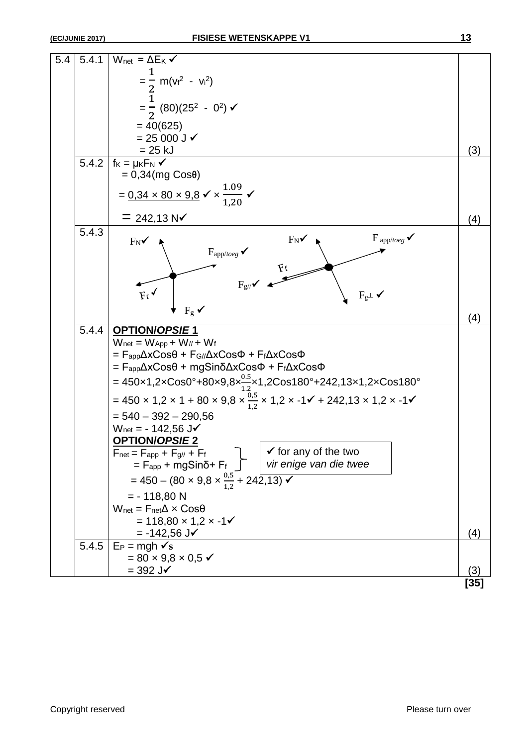| | | | |
|---|---|---|---|
| 5.4 | 5.4.1 | $W_{net} = \Delta E_K$ ✓<br>$= \frac{1}{2} m(v_f^2 - v_i^2)$<br>$= \frac{1}{2}(80)(25^2 - 0^2)$ ✓<br>$= 40(625)$<br>$= 25\ 000$ J ✓<br>$= 25$ kJ | (3) |
| | 5.4.2 | $f_K = \mu_K F_N$ ✓<br>$= 0,34(mg\ Cos\theta)$<br>$= \underline{0,34 \times 80 \times 9,8}$ ✓ $\times \frac{1.09}{1,20}$ ✓<br>$= 242,13$ N ✓ | (4) |
| | 5.4.3 | Diagram 1: $F_N$ ✓, $F_{app/toeg}$ ✓, $F_f$ ✓, $F_g$ ✓<br>Diagram 2: $F_N$ ✓, $F_{app/toeg}$ ✓, $F_f$, $F_{g//}$ ✓, $F_{g\perp}$ ✓ | (4) |
| | 5.4.4 | **OPTION/*OPSIE* 1**<br>$W_{net} = W_{App} + W_{//} + W_f$<br>$= F_{app}\Delta x Cos\theta + F_{G//}\Delta x Cos\Phi + F_f \Delta x Cos\Phi$<br>$= F_{app}\Delta x Cos\theta + mgSin\delta \Delta x Cos\Phi + F_f \Delta x Cos\Phi$<br>$= 450 \times 1{,}2 \times Cos0° + 80 \times 9{,}8 \times \frac{0.5}{1.2} \times 1{,}2Cos180° + 242{,}13 \times 1{,}2 \times Cos180°$<br>$= 450 \times 1{,}2 \times 1 + 80 \times 9{,}8 \times \frac{0,5}{1,2} \times 1{,}2 \times -1$ ✓ $+ 242{,}13 \times 1{,}2 \times -1$ ✓<br>$= 540 - 392 - 290{,}56$<br>$W_{net} = -142{,}56$ J ✓<br>**OPTION/*OPSIE* 2**<br>$F_{net} = F_{app} + F_{g//} + F_f$<br>$= F_{app} + mgSin\delta + F_f$<br>(✓ for any of the two / *vir enige van die twee*)<br>$= 450 - (80 \times 9{,}8 \times \frac{0,5}{1,2} + 242{,}13)$ ✓<br>$= -118{,}80$ N<br>$W_{net} = F_{net}\Delta \times Cos\theta$<br>$= 118{,}80 \times 1{,}2 \times -1$ ✓<br>$= -142{,}56$ J ✓ | (4) |
| | 5.4.5 | $E_P = mgh$ ✓<br>$= 80 \times 9{,}8 \times 0{,}5$ ✓<br>$= 392$ J ✓ | (3) |
| | | | **[35]** |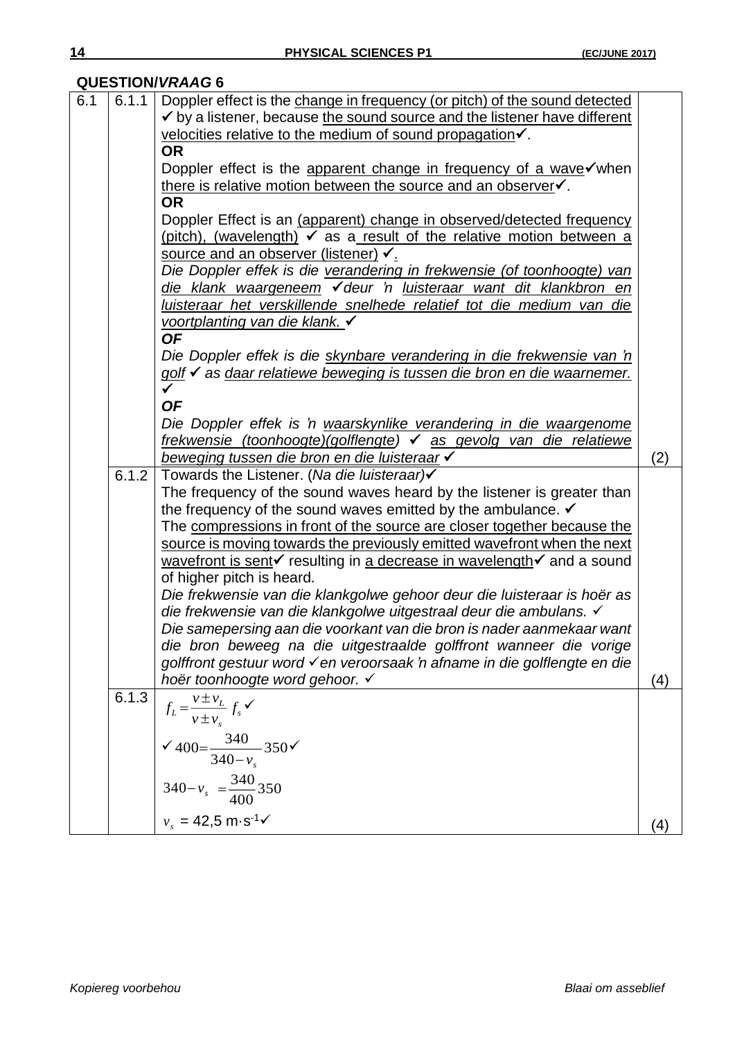## QUESTION/*VRAAG* 6

| | | | |
|---|---|---|---|
| 6.1 | 6.1.1 | Doppler effect is the <u>change in frequency (or pitch) of the sound detected</u> ✓ by a listener, because <u>the sound source and the listener have different velocities relative to the medium of sound propagation</u>✓.<br>**OR**<br>Doppler effect is the <u>apparent change in frequency of a wave</u>✓when <u>there is relative motion between the source and an observer</u>✓.<br>**OR**<br>Doppler Effect is an <u>(apparent) change in observed/detected frequency (pitch), (wavelength)</u> ✓ as a <u>result of the relative motion between a source and an observer (listener)</u> ✓.<br>*Die Doppler effek is die <u>verandering in frekwensie (of toonhoogte) van die klank waargeneem</u> ✓deur 'n <u>luisteraar want dit klankbron en luisteraar het verskillende snelhede relatief tot die medium van die voortplanting van die klank.</u>* ✓<br>***OF***<br>*Die Doppler effek is die <u>skynbare verandering in die frekwensie van 'n golf</u> ✓ as <u>daar relatiewe beweging is tussen die bron en die waarnemer.</u>* ✓<br>***OF***<br>*Die Doppler effek is 'n <u>waarskynlike verandering in die waargenome frekwensie (toonhoogte)(golflengte)</u> ✓ <u>as gevolg van die relatiewe beweging tussen die bron en die luisteraar</u>* ✓ | (2) |
| | 6.1.2 | Towards the Listener. (*Na die luisteraar*)✓<br>The frequency of the sound waves heard by the listener is greater than the frequency of the sound waves emitted by the ambulance. ✓<br>The <u>compressions in front of the source are closer together because the source is moving towards the previously emitted wavefront when the next wavefront is sent</u>✓ resulting in <u>a decrease in wavelength</u>✓ and a sound of higher pitch is heard.<br>*Die frekwensie van die klankgolwe gehoor deur die luisteraar is hoër as die frekwensie van die klankgolwe uitgestraal deur die ambulans.* ✓<br>*Die samepersing aan die voorkant van die bron is nader aanmekaar want die bron beweeg na die uitgestraalde golffront wanneer die vorige golffront gestuur word ✓en veroorsaak 'n afname in die golflengte en die hoër toonhoogte word gehoor.* ✓ | (4) |
| | 6.1.3 | $f_L = \frac{v \pm v_L}{v \pm v_s} f_s$ ✓<br>✓ $400 = \frac{340}{340 - v_s} 350$ ✓<br>$340 - v_s = \frac{340}{400} 350$<br>$v_s$ = 42,5 m·s$^{-1}$✓ | (4) |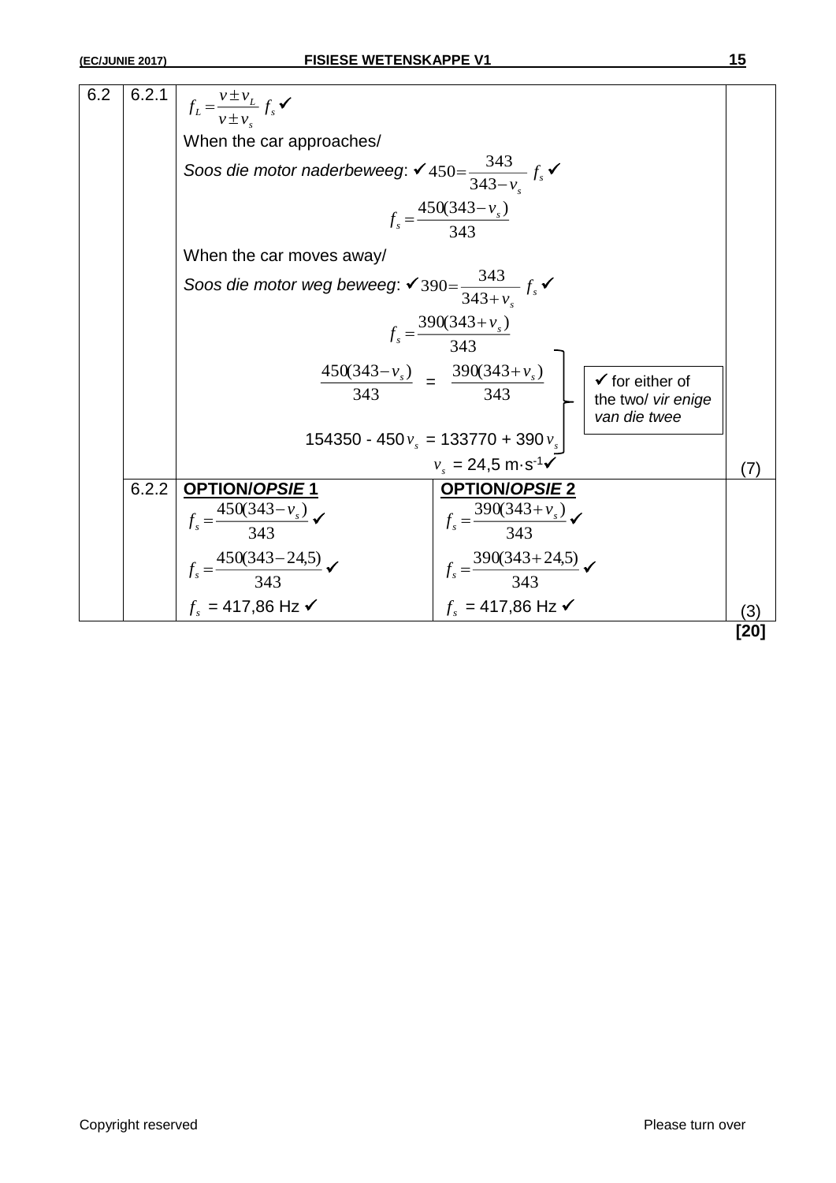| | | | | |
|---|---|---|---|---|
| 6.2 | 6.2.1 | $f_L = \frac{v \pm v_L}{v \pm v_s} f_s$ ✔<br>When the car approaches/<br>*Soos die motor naderbeweeg*: ✔ $450 = \frac{343}{343 - v_s} f_s$ ✔<br>$f_s = \frac{450(343 - v_s)}{343}$<br>When the car moves away/<br>*Soos die motor weg beweeg*: ✔ $390 = \frac{343}{343 + v_s} f_s$ ✔<br>$f_s = \frac{390(343 + v_s)}{343}$<br>$\frac{450(343 - v_s)}{343} = \frac{390(343 + v_s)}{343}$ — ✔ for either of the two/ *vir enige van die twee*<br>$154350 - 450 v_s = 133770 + 390 v_s$<br>$v_s = 24{,}5 \text{ m·s}^{-1}$ ✔ | | (7) |
| | 6.2.2 | **OPTION/*OPSIE* 1**<br>$f_s = \frac{450(343 - v_s)}{343}$ ✔<br>$f_s = \frac{450(343 - 24{,}5)}{343}$ ✔<br>$f_s = 417{,}86$ Hz ✔ | **OPTION/*OPSIE* 2**<br>$f_s = \frac{390(343 + v_s)}{343}$ ✔<br>$f_s = \frac{390(343 + 24{,}5)}{343}$ ✔<br>$f_s = 417{,}86$ Hz ✔ | (3) |

**[20]**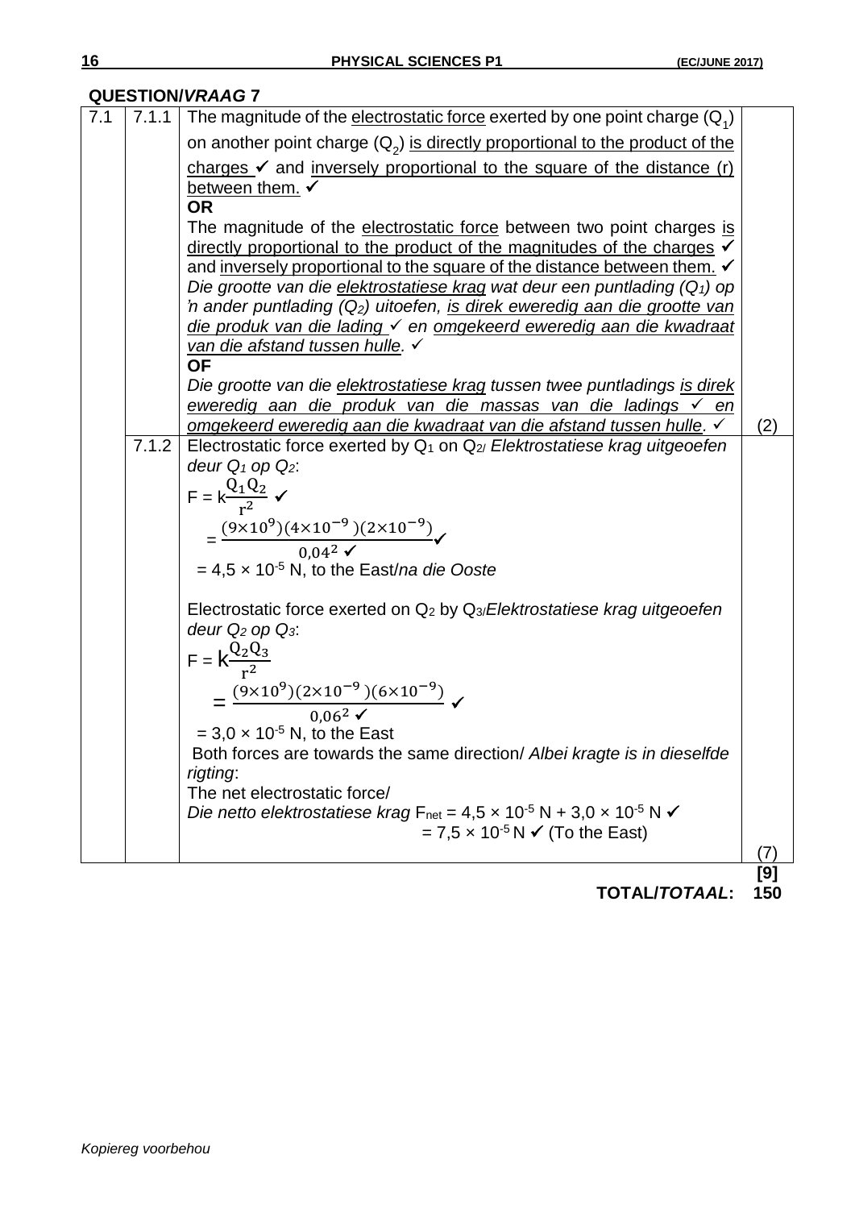## QUESTION/*VRAAG* 7

| | | | |
|---|---|---|---|
| 7.1 | 7.1.1 | The magnitude of the <u>electrostatic force</u> exerted by one point charge ($Q_1$) on another point charge ($Q_2$) <u>is directly proportional to the product of the charges</u> ✓ and <u>inversely proportional to the square of the distance (r) between them.</u> ✓<br>**OR**<br>The magnitude of the <u>electrostatic force</u> between two point charges <u>is directly proportional to the product of the magnitudes of the charges</u> ✓ and <u>inversely proportional to the square of the distance between them.</u> ✓<br>*Die grootte van die <u>elektrostatiese krag</u> wat deur een puntlading ($Q_1$) op 'n ander puntlading ($Q_2$) uitoefen, <u>is direk eweredig aan die grootte van die produk van die lading</u> ✓ en <u>omgekeerd eweredig aan die kwadraat van die afstand tussen hulle</u>.* ✓<br>**OF**<br>*Die grootte van die <u>elektrostatiese krag</u> tussen twee puntladings <u>is direk eweredig aan die produk van die massas van die ladings</u> ✓ en <u>omgekeerd eweredig aan die kwadraat van die afstand tussen hulle</u>.* ✓ | (2) |
| | 7.1.2 | Electrostatic force exerted by $Q_1$ on $Q_2$/ *Elektrostatiese krag uitgeoefen deur $Q_1$ op $Q_2$*:<br>$F = k\frac{Q_1 Q_2}{r^2}$ ✓<br>$= \frac{(9\times10^{9})(4\times10^{-9})(2\times10^{-9})}{0{,}04^2}$ ✓ ✓<br>$= 4{,}5 \times 10^{-5}$ N, to the East/*na die Ooste*<br><br>Electrostatic force exerted on $Q_2$ by $Q_3$/*Elektrostatiese krag uitgeoefen deur $Q_2$ op $Q_3$*:<br>$F = k\frac{Q_2 Q_3}{r^2}$<br>$= \frac{(9\times10^{9})(2\times10^{-9})(6\times10^{-9})}{0{,}06^2}$ ✓ ✓<br>$= 3{,}0 \times 10^{-5}$ N, to the East<br>Both forces are towards the same direction/ *Albei kragte is in dieselfde rigting*:<br>The net electrostatic force/<br>*Die netto elektrostatiese krag* $F_{net} = 4{,}5 \times 10^{-5}$ N + $3{,}0 \times 10^{-5}$ N ✓<br>$= 7{,}5 \times 10^{-5}$ N ✓ (To the East) | (7) |
| | | | **[9]** |

**TOTAL/*TOTAAL*: 150**

*Kopiereg voorbehou*